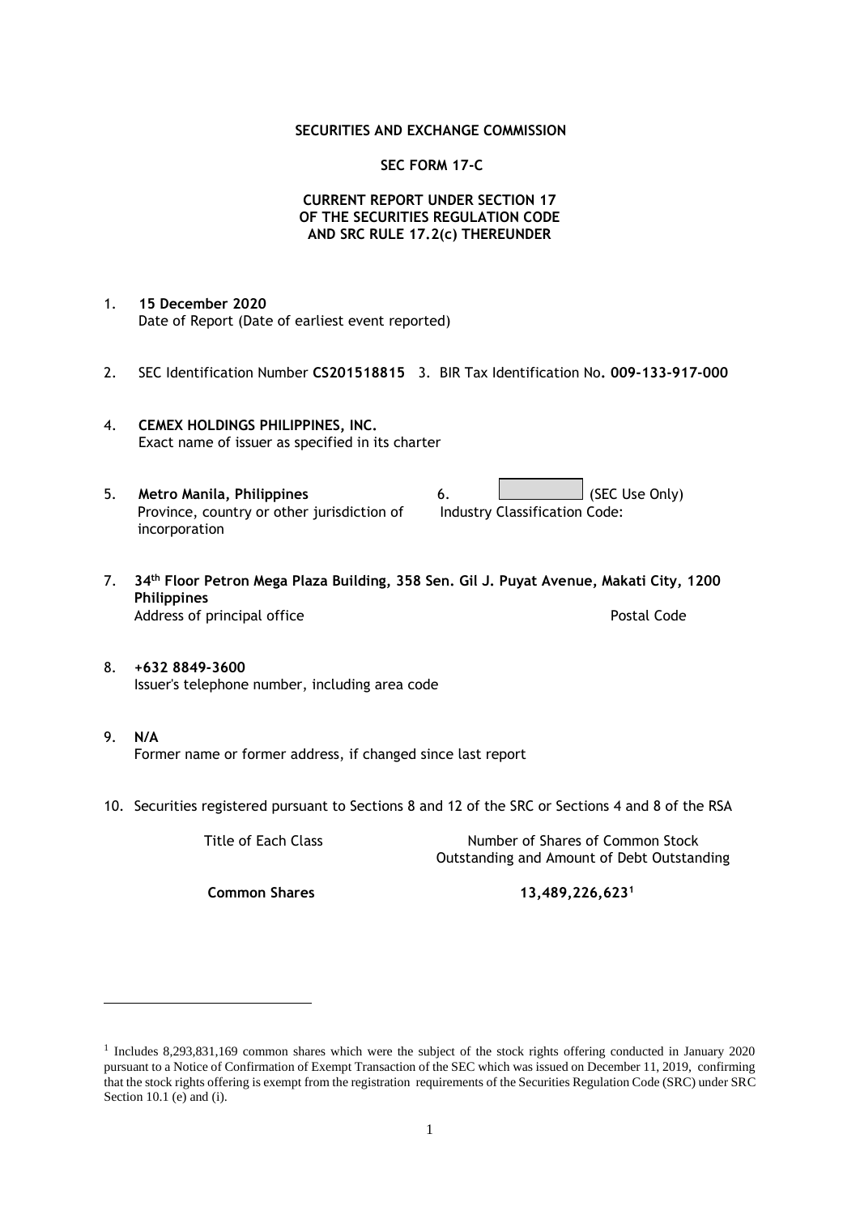**SECURITIES AND EXCHANGE COMMISSION**

**SEC FORM 17-C**

**CURRENT REPORT UNDER SECTION 17
OF THE SECURITIES REGULATION CODE
AND SRC RULE 17.2(c) THEREUNDER**

1. **15 December 2020**
   Date of Report (Date of earliest event reported)

2. SEC Identification Number **CS201518815** 3. BIR Tax Identification No**. 009-133-917-000**

4. **CEMEX HOLDINGS PHILIPPINES, INC.**
   Exact name of issuer as specified in its charter

5. **Metro Manila, Philippines**
   Province, country or other jurisdiction of incorporation

6. (SEC Use Only)
   Industry Classification Code:

7. **34th Floor Petron Mega Plaza Building, 358 Sen. Gil J. Puyat Avenue, Makati City, 1200 Philippines**
   Address of principal office Postal Code

8. **+632 8849-3600**
   Issuer's telephone number, including area code

9. **N/A**
   Former name or former address, if changed since last report

10. Securities registered pursuant to Sections 8 and 12 of the SRC or Sections 4 and 8 of the RSA

| Title of Each Class | Number of Shares of Common Stock Outstanding and Amount of Debt Outstanding |
|---|---|
| **Common Shares** | **13,489,226,623**[1] |

[1] Includes 8,293,831,169 common shares which were the subject of the stock rights offering conducted in January 2020 pursuant to a Notice of Confirmation of Exempt Transaction of the SEC which was issued on December 11, 2019, confirming that the stock rights offering is exempt from the registration requirements of the Securities Regulation Code (SRC) under SRC Section 10.1 (e) and (i).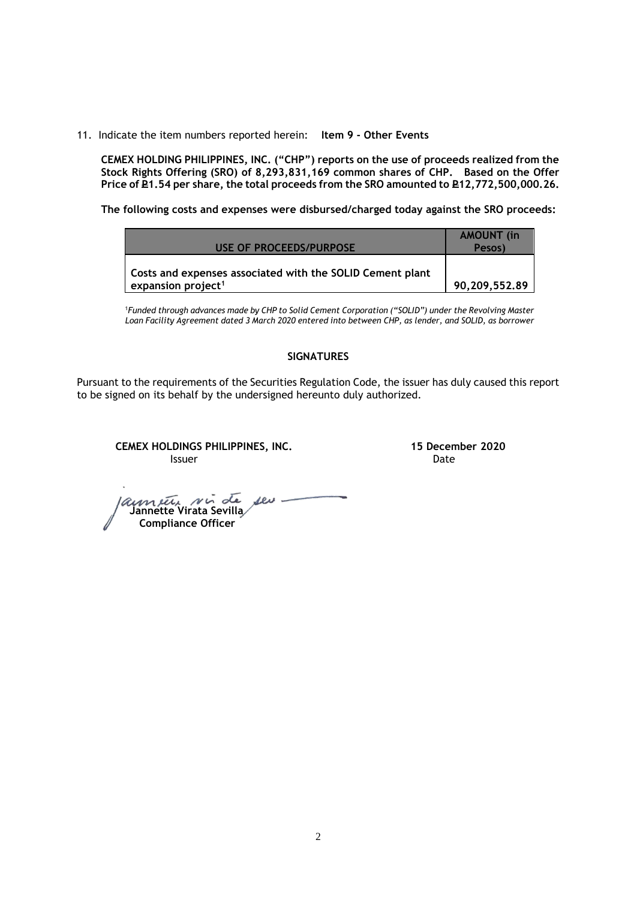11. Indicate the item numbers reported herein: **Item 9 - Other Events**

**CEMEX HOLDING PHILIPPINES, INC. ("CHP") reports on the use of proceeds realized from the Stock Rights Offering (SRO) of 8,293,831,169 common shares of CHP. Based on the Offer Price of ₱1.54 per share, the total proceeds from the SRO amounted to ₱12,772,500,000.26.**

**The following costs and expenses were disbursed/charged today against the SRO proceeds:**

| USE OF PROCEEDS/PURPOSE | AMOUNT (in Pesos) |
|---|---|
| **Costs and expenses associated with the SOLID Cement plant expansion project[1]** | **90,209,552.89** |

[1]*Funded through advances made by CHP to Solid Cement Corporation ("SOLID") under the Revolving Master Loan Facility Agreement dated 3 March 2020 entered into between CHP, as lender, and SOLID, as borrower*

**SIGNATURES**

Pursuant to the requirements of the Securities Regulation Code, the issuer has duly caused this report to be signed on its behalf by the undersigned hereunto duly authorized.

**CEMEX HOLDINGS PHILIPPINES, INC.**
Issuer

**15 December 2020**
Date

**Jannette Virata Sevilla**
**Compliance Officer**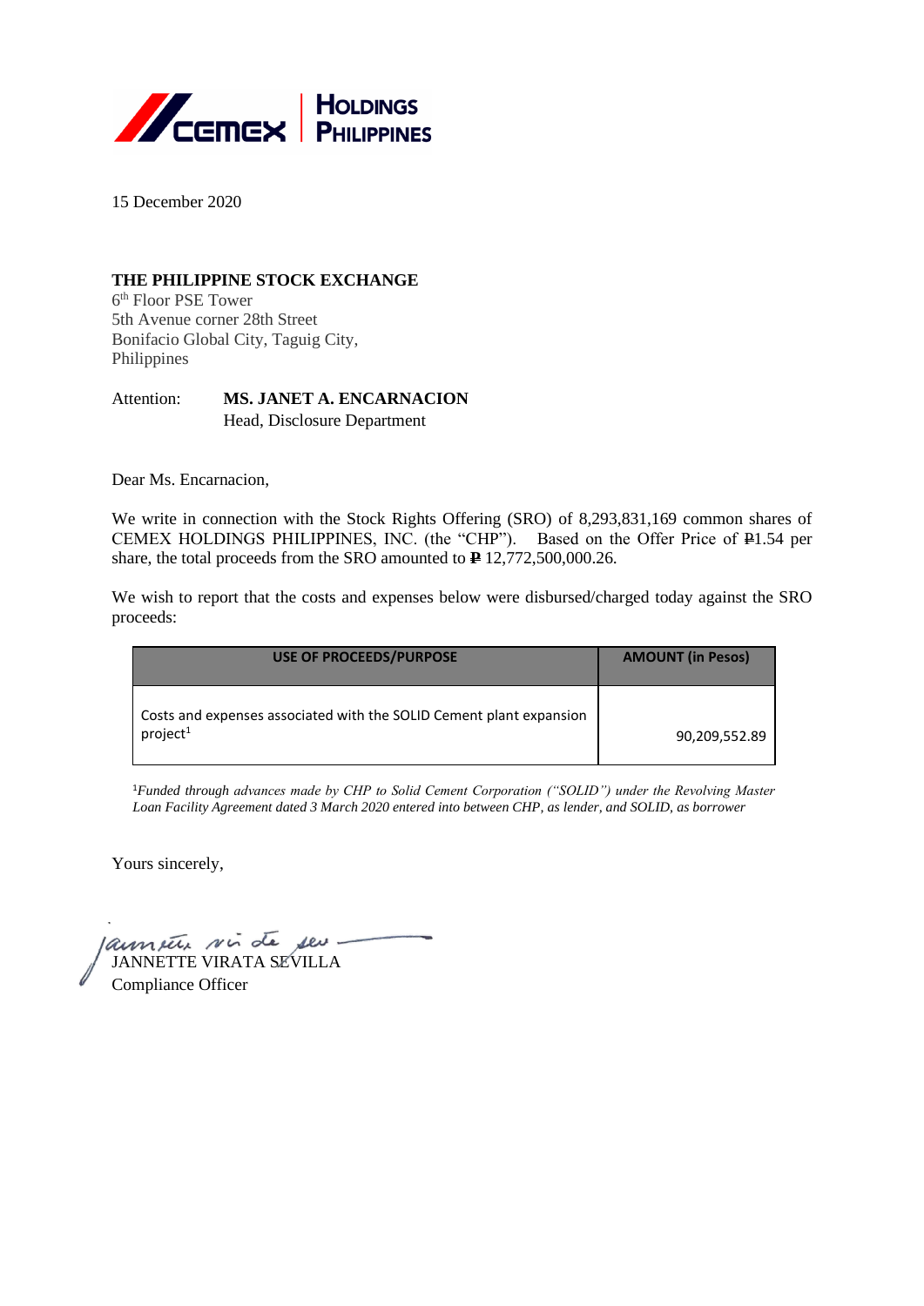15 December 2020

**THE PHILIPPINE STOCK EXCHANGE**
6th Floor PSE Tower
5th Avenue corner 28th Street
Bonifacio Global City, Taguig City,
Philippines

Attention: **MS. JANET A. ENCARNACION**
Head, Disclosure Department

Dear Ms. Encarnacion,

We write in connection with the Stock Rights Offering (SRO) of 8,293,831,169 common shares of CEMEX HOLDINGS PHILIPPINES, INC. (the "CHP"). Based on the Offer Price of ₱1.54 per share, the total proceeds from the SRO amounted to ₱ 12,772,500,000.26.

We wish to report that the costs and expenses below were disbursed/charged today against the SRO proceeds:

| USE OF PROCEEDS/PURPOSE | AMOUNT (in Pesos) |
|---|---|
| Costs and expenses associated with the SOLID Cement plant expansion project[1] | 90,209,552.89 |

[1]*Funded through advances made by CHP to Solid Cement Corporation ("SOLID") under the Revolving Master Loan Facility Agreement dated 3 March 2020 entered into between CHP, as lender, and SOLID, as borrower*

Yours sincerely,

JANNETTE VIRATA SEVILLA
Compliance Officer